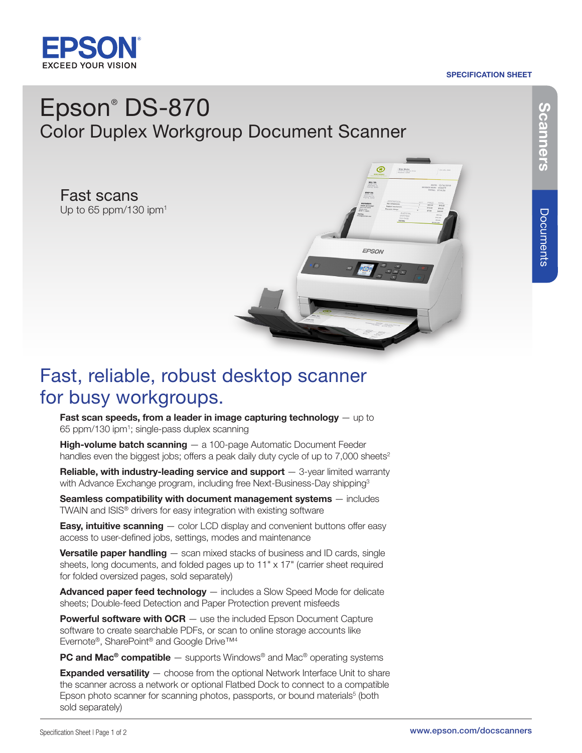EPSON
EXCEED YOUR VISION

SPECIFICATION SHEET

Scanners

Documents

# Epson® DS-870

## Color Duplex Workgroup Document Scanner

### Fast scans

Up to 65 ppm/130 ipm[1]

## Fast, reliable, robust desktop scanner for busy workgroups.

**Fast scan speeds, from a leader in image capturing technology** — up to 65 ppm/130 ipm[1]; single-pass duplex scanning

**High-volume batch scanning** — a 100-page Automatic Document Feeder handles even the biggest jobs; offers a peak daily duty cycle of up to 7,000 sheets[2]

**Reliable, with industry-leading service and support** — 3-year limited warranty with Advance Exchange program, including free Next-Business-Day shipping[3]

**Seamless compatibility with document management systems** — includes TWAIN and ISIS® drivers for easy integration with existing software

**Easy, intuitive scanning** — color LCD display and convenient buttons offer easy access to user-defined jobs, settings, modes and maintenance

**Versatile paper handling** — scan mixed stacks of business and ID cards, single sheets, long documents, and folded pages up to 11" x 17" (carrier sheet required for folded oversized pages, sold separately)

**Advanced paper feed technology** — includes a Slow Speed Mode for delicate sheets; Double-feed Detection and Paper Protection prevent misfeeds

**Powerful software with OCR** — use the included Epson Document Capture software to create searchable PDFs, or scan to online storage accounts like Evernote®, SharePoint® and Google Drive™[4]

**PC and Mac® compatible** — supports Windows® and Mac® operating systems

**Expanded versatility** — choose from the optional Network Interface Unit to share the scanner across a network or optional Flatbed Dock to connect to a compatible Epson photo scanner for scanning photos, passports, or bound materials[5] (both sold separately)

www.epson.com/docscanners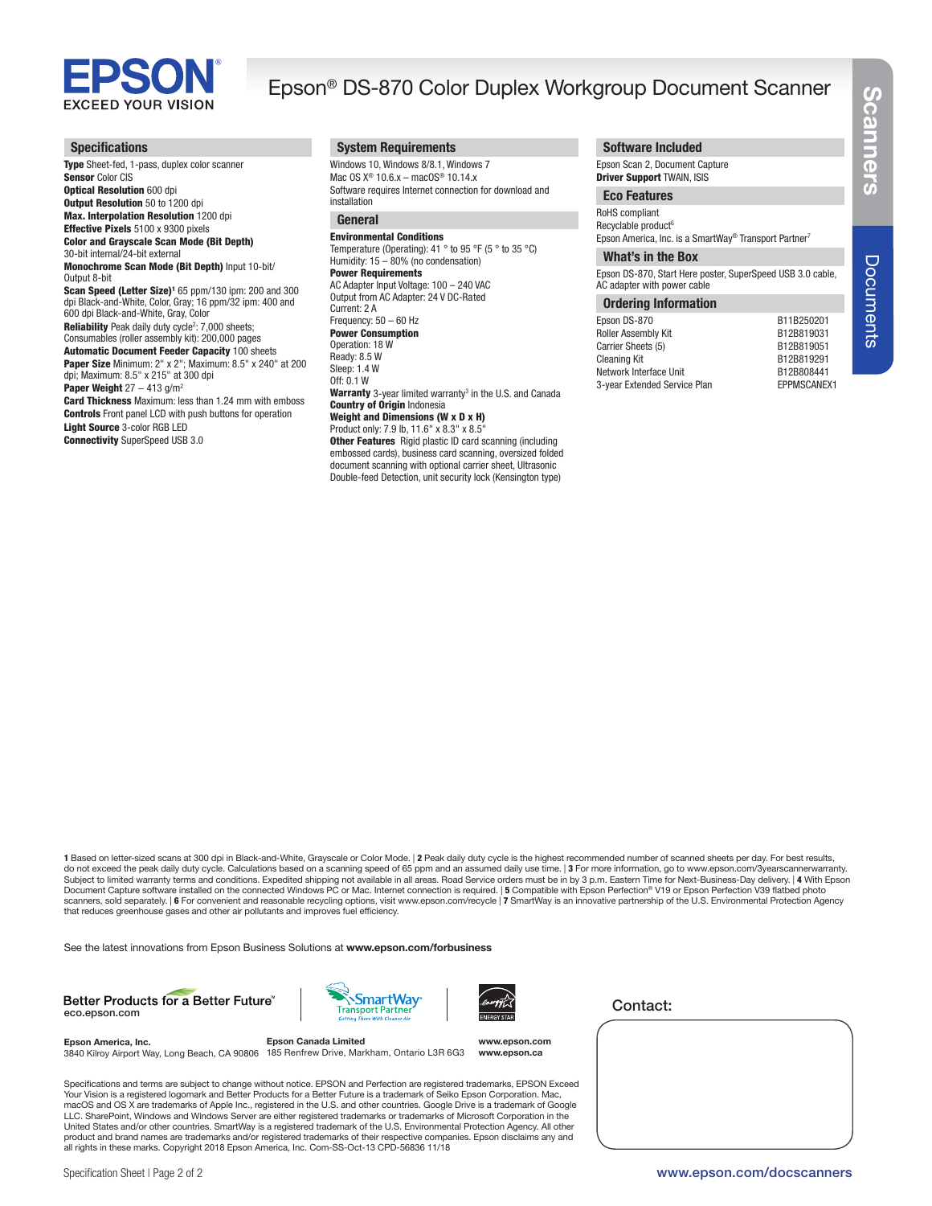# Epson® DS-870 Color Duplex Workgroup Document Scanner

## Specifications

**Type** Sheet-fed, 1-pass, duplex color scanner
**Sensor** Color CIS
**Optical Resolution** 600 dpi
**Output Resolution** 50 to 1200 dpi
**Max. Interpolation Resolution** 1200 dpi
**Effective Pixels** 5100 x 9300 pixels
**Color and Grayscale Scan Mode (Bit Depth)** 30-bit internal/24-bit external
**Monochrome Scan Mode (Bit Depth)** Input 10-bit/ Output 8-bit
**Scan Speed (Letter Size)**[1] 65 ppm/130 ipm: 200 and 300 dpi Black-and-White, Color, Gray; 16 ppm/32 ipm: 400 and 600 dpi Black-and-White, Gray, Color
**Reliability** Peak daily duty cycle[2]: 7,000 sheets; Consumables (roller assembly kit): 200,000 pages
**Automatic Document Feeder Capacity** 100 sheets
**Paper Size** Minimum: 2" x 2"; Maximum: 8.5" x 240" at 200 dpi; Maximum: 8.5" x 215" at 300 dpi
**Paper Weight** 27 – 413 g/m²
**Card Thickness** Maximum: less than 1.24 mm with emboss
**Controls** Front panel LCD with push buttons for operation
**Light Source** 3-color RGB LED
**Connectivity** SuperSpeed USB 3.0

## System Requirements

Windows 10, Windows 8/8.1, Windows 7
Mac OS X® 10.6.x – macOS® 10.14.x
Software requires Internet connection for download and installation

## General

**Environmental Conditions**
Temperature (Operating): 41 ° to 95 °F (5 ° to 35 °C)
Humidity: 15 – 80% (no condensation)

**Power Requirements**
AC Adapter Input Voltage: 100 – 240 VAC
Output from AC Adapter: 24 V DC-Rated
Current: 2 A
Frequency: 50 – 60 Hz

**Power Consumption**
Operation: 18 W
Ready: 8.5 W
Sleep: 1.4 W
Off: 0.1 W

**Warranty** 3-year limited warranty[3] in the U.S. and Canada
**Country of Origin** Indonesia
**Weight and Dimensions (W x D x H)**
Product only: 7.9 lb, 11.6" x 8.3" x 8.5"
**Other Features** Rigid plastic ID card scanning (including embossed cards), business card scanning, oversized folded document scanning with optional carrier sheet, Ultrasonic Double-feed Detection, unit security lock (Kensington type)

## Software Included

Epson Scan 2, Document Capture
**Driver Support** TWAIN, ISIS

## Eco Features

RoHS compliant
Recyclable product[6]
Epson America, Inc. is a SmartWay® Transport Partner[7]

## What's in the Box

Epson DS-870, Start Here poster, SuperSpeed USB 3.0 cable, AC adapter with power cable

## Ordering Information

| | |
|---|---|
| Epson DS-870 | B11B250201 |
| Roller Assembly Kit | B12B819031 |
| Carrier Sheets (5) | B12B819051 |
| Cleaning Kit | B12B819291 |
| Network Interface Unit | B12B808441 |
| 3-year Extended Service Plan | EPPMSCANEX1 |

**1** Based on letter-sized scans at 300 dpi in Black-and-White, Grayscale or Color Mode. | **2** Peak daily duty cycle is the highest recommended number of scanned sheets per day. For best results, do not exceed the peak daily duty cycle. Calculations based on a scanning speed of 65 ppm and an assumed daily use time. | **3** For more information, go to www.epson.com/3yearscannerwarranty. Subject to limited warranty terms and conditions. Expedited shipping not available in all areas. Road Service orders must be in by 3 p.m. Eastern Time for Next-Business-Day delivery. | **4** With Epson Document Capture software installed on the connected Windows PC or Mac. Internet connection is required. | **5** Compatible with Epson Perfection® V19 or Epson Perfection V39 flatbed photo scanners, sold separately. | **6** For convenient and reasonable recycling options, visit www.epson.com/recycle | **7** SmartWay is an innovative partnership of the U.S. Environmental Protection Agency that reduces greenhouse gases and other air pollutants and improves fuel efficiency.

See the latest innovations from Epson Business Solutions at **www.epson.com/forbusiness**

Better Products for a Better Future™
eco.epson.com

Contact:

**Epson America, Inc.**
3840 Kilroy Airport Way, Long Beach, CA 90806

**Epson Canada Limited**
185 Renfrew Drive, Markham, Ontario L3R 6G3

**www.epson.com**
**www.epson.ca**

Specifications and terms are subject to change without notice. EPSON and Perfection are registered trademarks, EPSON Exceed Your Vision is a registered logomark and Better Products for a Better Future is a trademark of Seiko Epson Corporation. Mac, macOS and OS X are trademarks of Apple Inc., registered in the U.S. and other countries. Google Drive is a trademark of Google LLC. SharePoint, Windows and Windows Server are either registered trademarks or trademarks of Microsoft Corporation in the United States and/or other countries. SmartWay is a registered trademark of the U.S. Environmental Protection Agency. All other product and brand names are trademarks and/or registered trademarks of their respective companies. Epson disclaims any and all rights in these marks. Copyright 2018 Epson America, Inc. Com-SS-Oct-13 CPD-56836 11/18

www.epson.com/docscanners